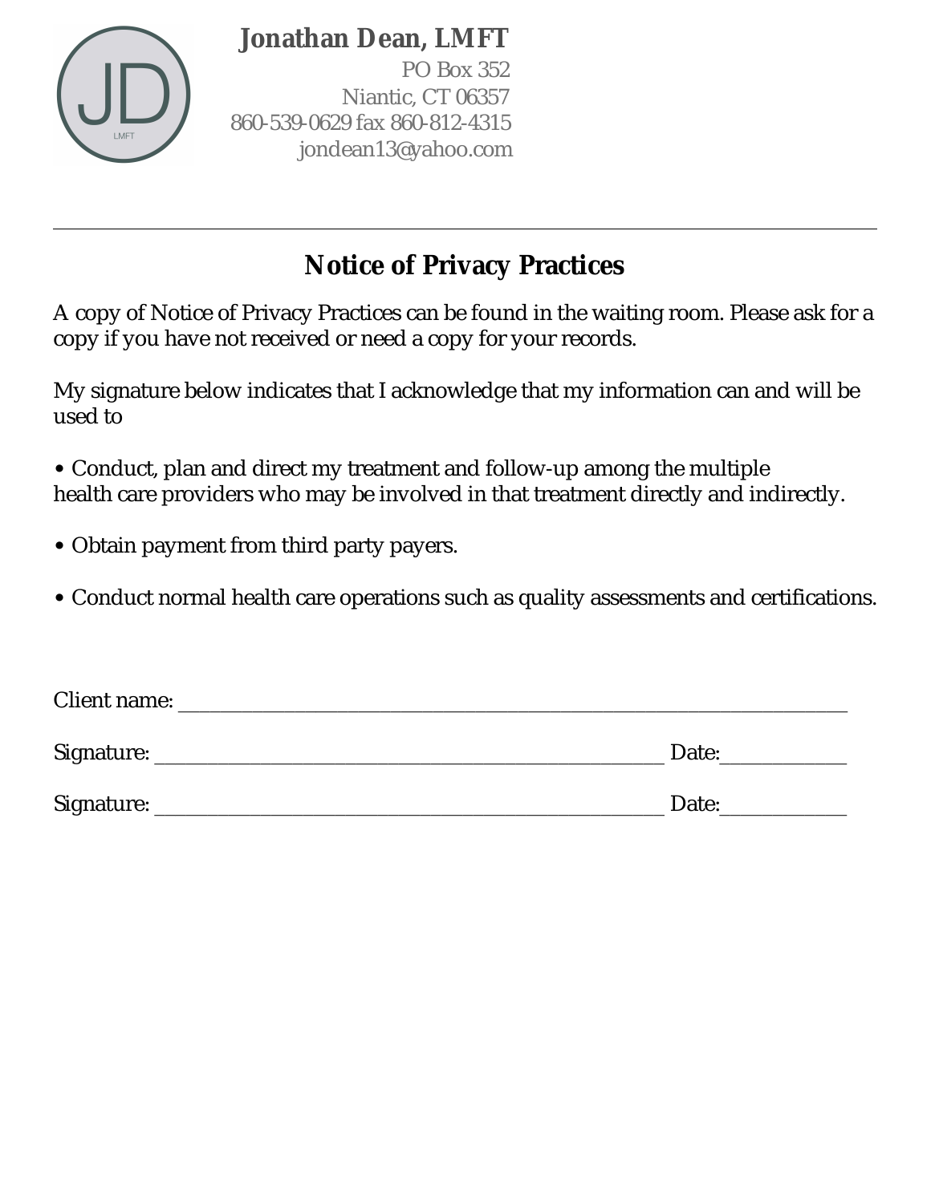**Jonathan Dean, LMFT**
PO Box 352
Niantic, CT 06357
860-539-0629 fax 860-812-4315
jondean13@yahoo.com

---

## Notice of Privacy Practices

A copy of Notice of Privacy Practices can be found in the waiting room. Please ask for a copy if you have not received or need a copy for your records.

My signature below indicates that I acknowledge that my information can and will be used to

- Conduct, plan and direct my treatment and follow-up among the multiple health care providers who may be involved in that treatment directly and indirectly.

- Obtain payment from third party payers.

- Conduct normal health care operations such as quality assessments and certifications.

Client name: ________________________________________________________________

Signature: ____________________________________________________ Date:____________

Signature: ____________________________________________________ Date:____________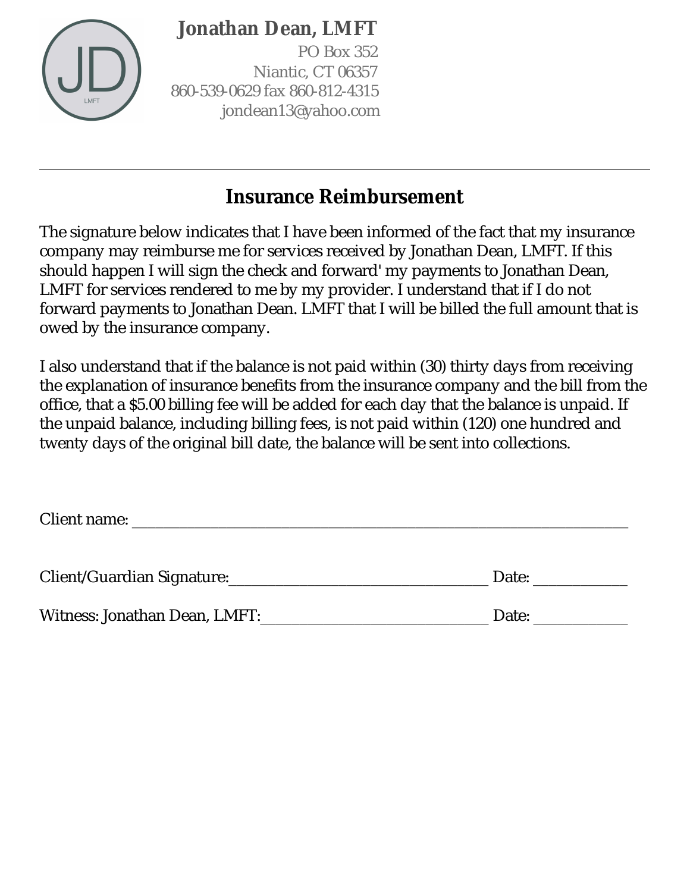**Jonathan Dean, LMFT**

PO Box 352
Niantic, CT 06357
860-539-0629 fax 860-812-4315
jondean13@yahoo.com

---

## Insurance Reimbursement

The signature below indicates that I have been informed of the fact that my insurance company may reimburse me for services received by Jonathan Dean, LMFT. If this should happen I will sign the check and forward' my payments to Jonathan Dean, LMFT for services rendered to me by my provider. I understand that if I do not forward payments to Jonathan Dean. LMFT that I will be billed the full amount that is owed by the insurance company.

I also understand that if the balance is not paid within (30) thirty days from receiving the explanation of insurance benefits from the insurance company and the bill from the office, that a $5.00 billing fee will be added for each day that the balance is unpaid. If the unpaid balance, including billing fees, is not paid within (120) one hundred and twenty days of the original bill date, the balance will be sent into collections.

Client name: ___________________________________________________________

Client/Guardian Signature:________________________________ Date: ___________

Witness: Jonathan Dean, LMFT:____________________________ Date: ___________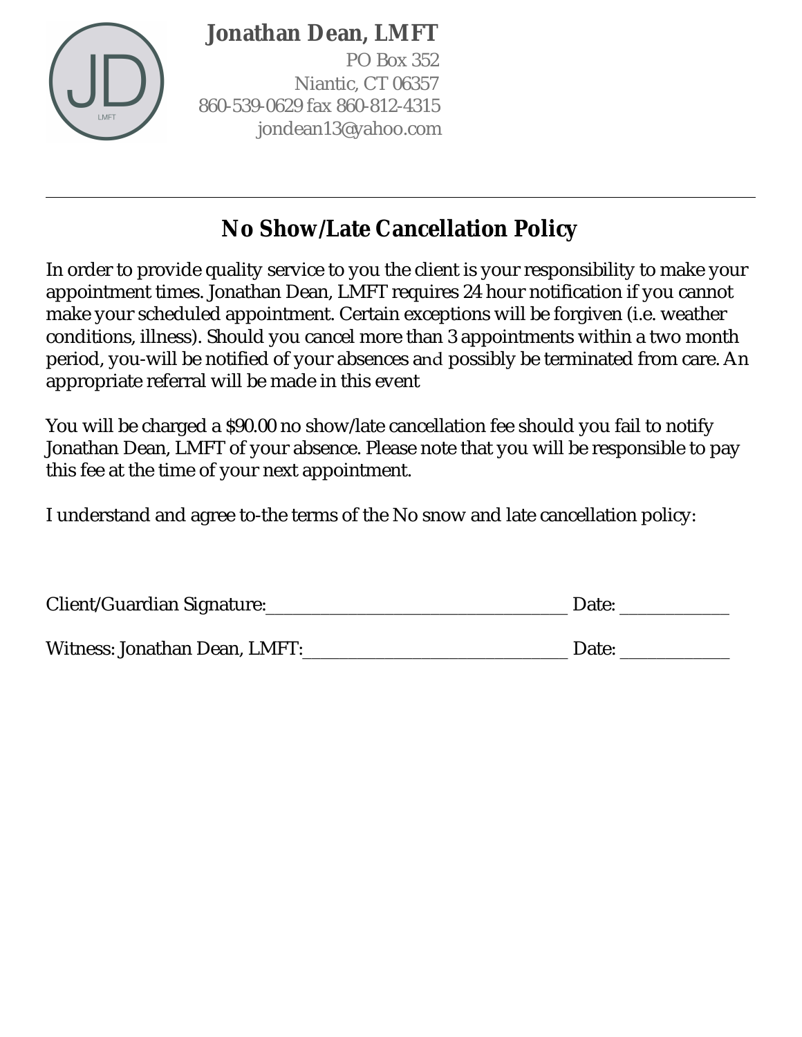**Jonathan Dean, LMFT**

PO Box 352
Niantic, CT 06357
860-539-0629 fax 860-812-4315
jondean13@yahoo.com

---

## No Show/Late Cancellation Policy

In order to provide quality service to you the client is your responsibility to make your appointment times. Jonathan Dean, LMFT requires 24 hour notification if you cannot make your scheduled appointment. Certain exceptions will be forgiven (i.e. weather conditions, illness). Should you cancel more than 3 appointments within a two month period, you-will be notified of your absences and possibly be terminated from care. An appropriate referral will be made in this event

You will be charged a $90.00 no show/late cancellation fee should you fail to notify Jonathan Dean, LMFT of your absence. Please note that you will be responsible to pay this fee at the time of your next appointment.

I understand and agree to-the terms of the No snow and late cancellation policy:

Client/Guardian Signature:___________________________________ Date: _____________

Witness: Jonathan Dean, LMFT:_______________________________ Date: _____________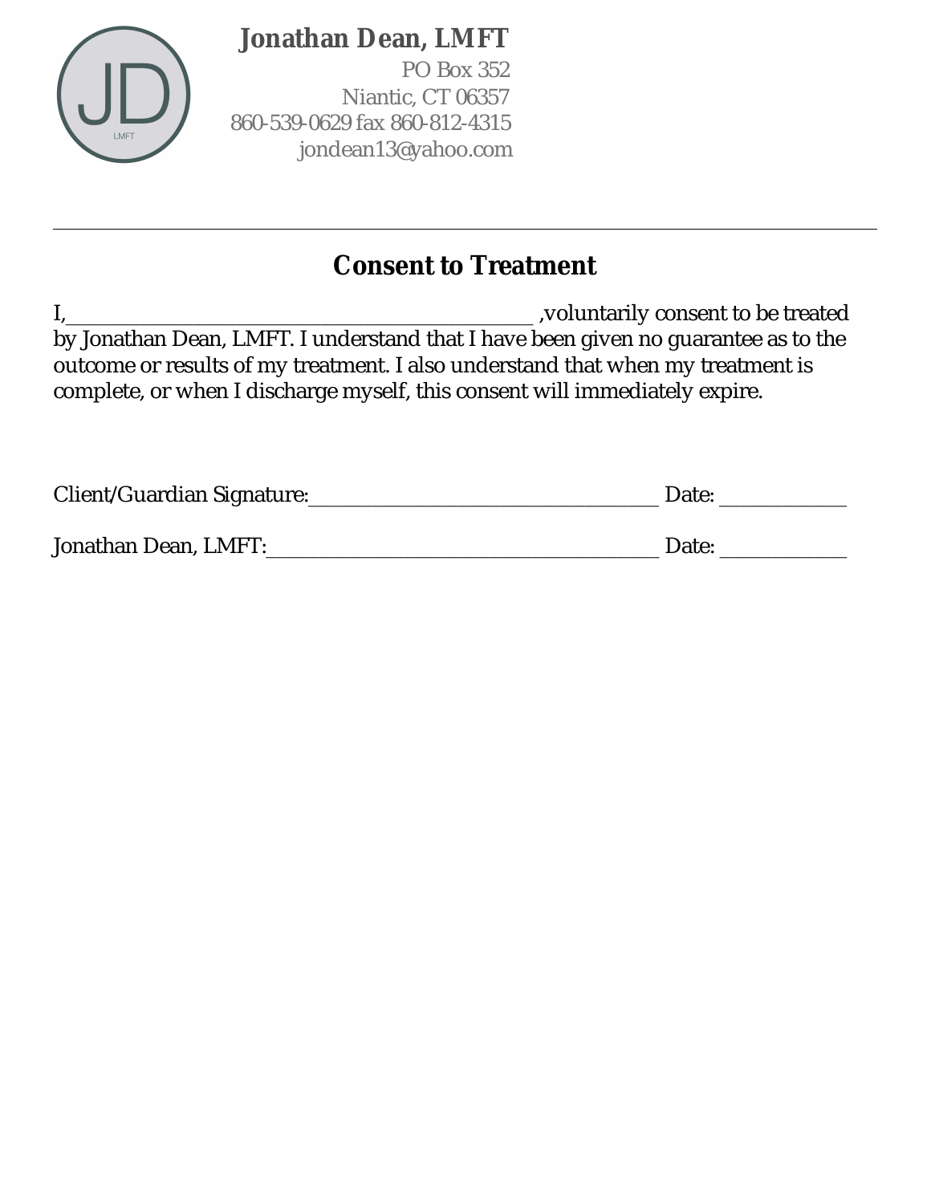**Jonathan Dean, LMFT**
PO Box 352
Niantic, CT 06357
860-539-0629 fax 860-812-4315
jondean13@yahoo.com

---

# Consent to Treatment

I,_______________________________________________ ,voluntarily consent to be treated by Jonathan Dean, LMFT. I understand that I have been given no guarantee as to the outcome or results of my treatment. I also understand that when my treatment is complete, or when I discharge myself, this consent will immediately expire.

Client/Guardian Signature:___________________________________ Date: ____________

Jonathan Dean, LMFT:_______________________________________ Date: ____________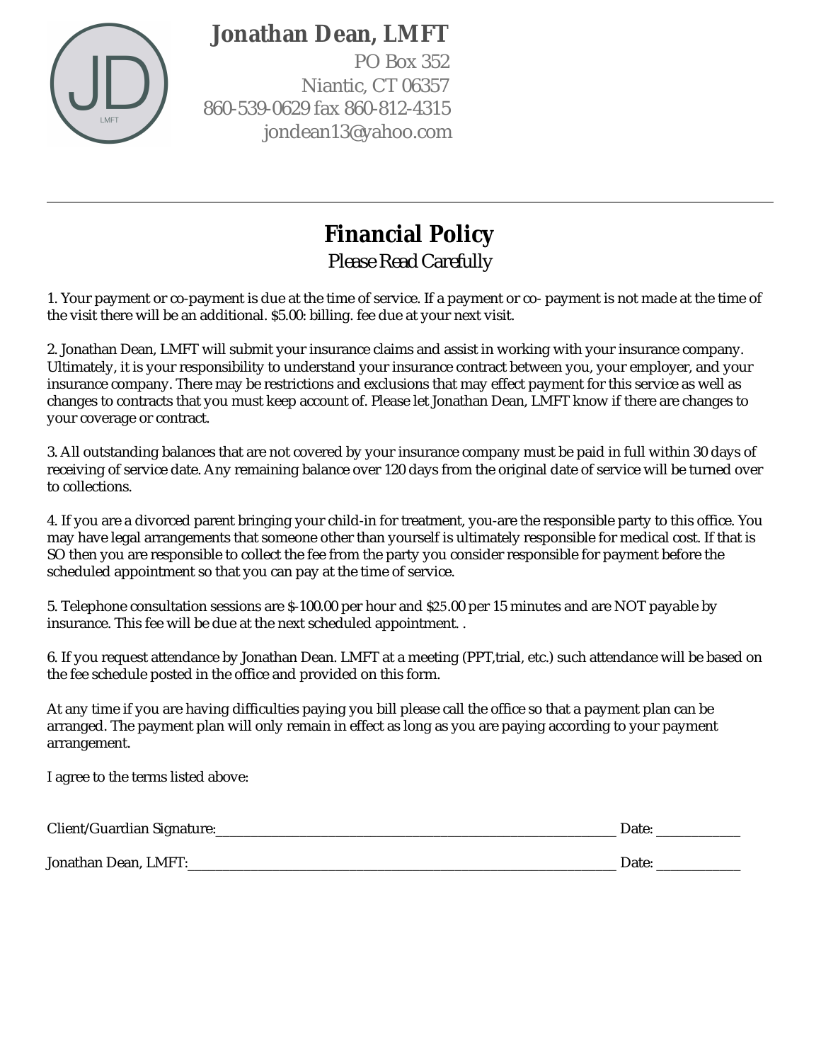# Jonathan Dean, LMFT

PO Box 352
Niantic, CT 06357
860-539-0629 fax 860-812-4315
jondean13@yahoo.com

---

## Financial Policy

*Please Read Carefully*

1. Your payment or co-payment is due at the time of service. If a payment or co- payment is not made at the time of the visit there will be an additional. $5.00: billing. fee due at your next visit.

2. Jonathan Dean, LMFT will submit your insurance claims and assist in working with your insurance company. Ultimately, it is your responsibility to understand your insurance contract between you, your employer, and your insurance company. There may be restrictions and exclusions that may effect payment for this service as well as changes to contracts that you must keep account of. Please let Jonathan Dean, LMFT know if there are changes to your coverage or contract.

3. All outstanding balances that are not covered by your insurance company must be paid in full within 30 days of receiving of service date. Any remaining balance over 120 days from the original date of service will be turned over to collections.

4. If you are a divorced parent bringing your child-in for treatment, you-are the responsible party to this office. You may have legal arrangements that someone other than yourself is ultimately responsible for medical cost. If that is SO then you are responsible to collect the fee from the party you consider responsible for payment before the scheduled appointment so that you can pay at the time of service.

5. Telephone consultation sessions are $-100.00 per hour and $25.00 per 15 minutes and are NOT payable by insurance. This fee will be due at the next scheduled appointment. .

6. If you request attendance by Jonathan Dean. LMFT at a meeting (PPT,trial, etc.) such attendance will be based on the fee schedule posted in the office and provided on this form.

At any time if you are having difficulties paying you bill please call the office so that a payment plan can be arranged. The payment plan will only remain in effect as long as you are paying according to your payment arrangement.

I agree to the terms listed above:

Client/Guardian Signature:_______________________________________________ Date: ___________

Jonathan Dean, LMFT:__________________________________________________ Date: ___________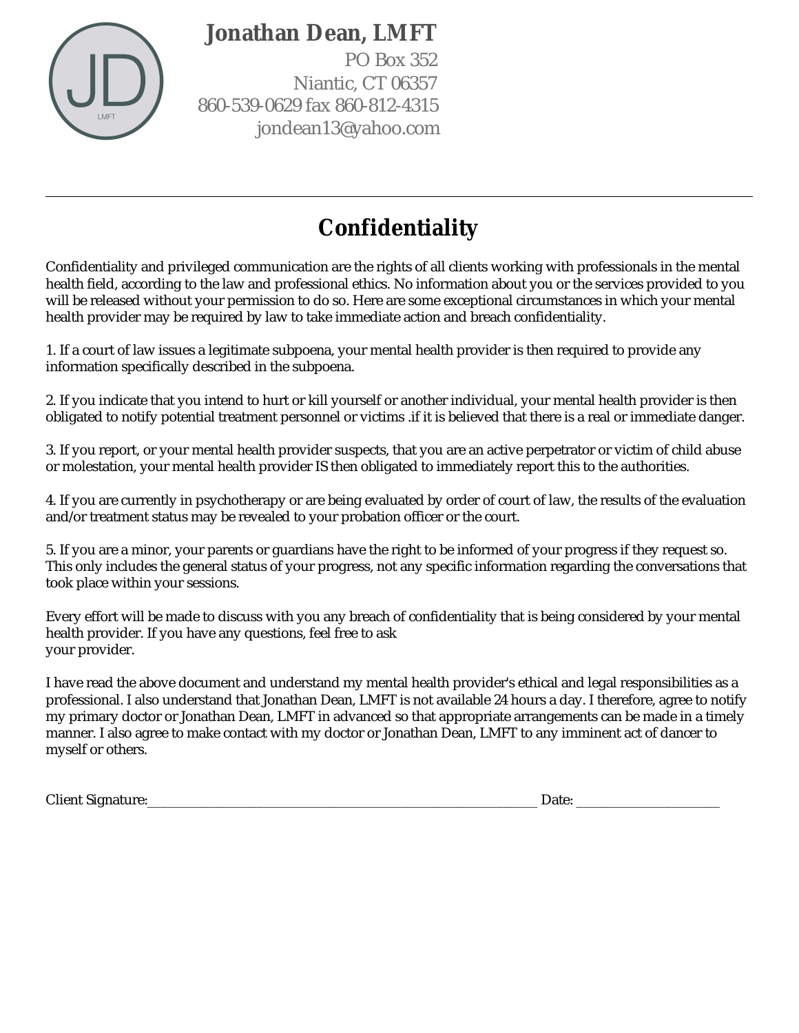**Jonathan Dean, LMFT**

PO Box 352
Niantic, CT 06357
860-539-0629 fax 860-812-4315
jondean13@yahoo.com

---

# Confidentiality

Confidentiality and privileged communication are the rights of all clients working with professionals in the mental health field, according to the law and professional ethics. No information about you or the services provided to you will be released without your permission to do so. Here are some exceptional circumstances in which your mental health provider may be required by law to take immediate action and breach confidentiality.

1. If a court of law issues a legitimate subpoena, your mental health provider is then required to provide any information specifically described in the subpoena.

2. If you indicate that you intend to hurt or kill yourself or another individual, your mental health provider is then obligated to notify potential treatment personnel or victims .if it is believed that there is a real or immediate danger.

3. If you report, or your mental health provider suspects, that you are an active perpetrator or victim of child abuse or molestation, your mental health provider IS then obligated to immediately report this to the authorities.

4. If you are currently in psychotherapy or are being evaluated by order of court of law, the results of the evaluation and/or treatment status may be revealed to your probation officer or the court.

5. If you are a minor, your parents or guardians have the right to be informed of your progress if they request so. This only includes the general status of your progress, not any specific information regarding the conversations that took place within your sessions.

Every effort will be made to discuss with you any breach of confidentiality that is being considered by your mental health provider. If you have any questions, feel free to ask
your provider.

I have read the above document and understand my mental health provider's ethical and legal responsibilities as a professional. I also understand that Jonathan Dean, LMFT is not available 24 hours a day. I therefore, agree to notify my primary doctor or Jonathan Dean, LMFT in advanced so that appropriate arrangements can be made in a timely manner. I also agree to make contact with my doctor or Jonathan Dean, LMFT to any imminent act of dancer to myself or others.

Client Signature:______________________________________________________________ Date: ______________________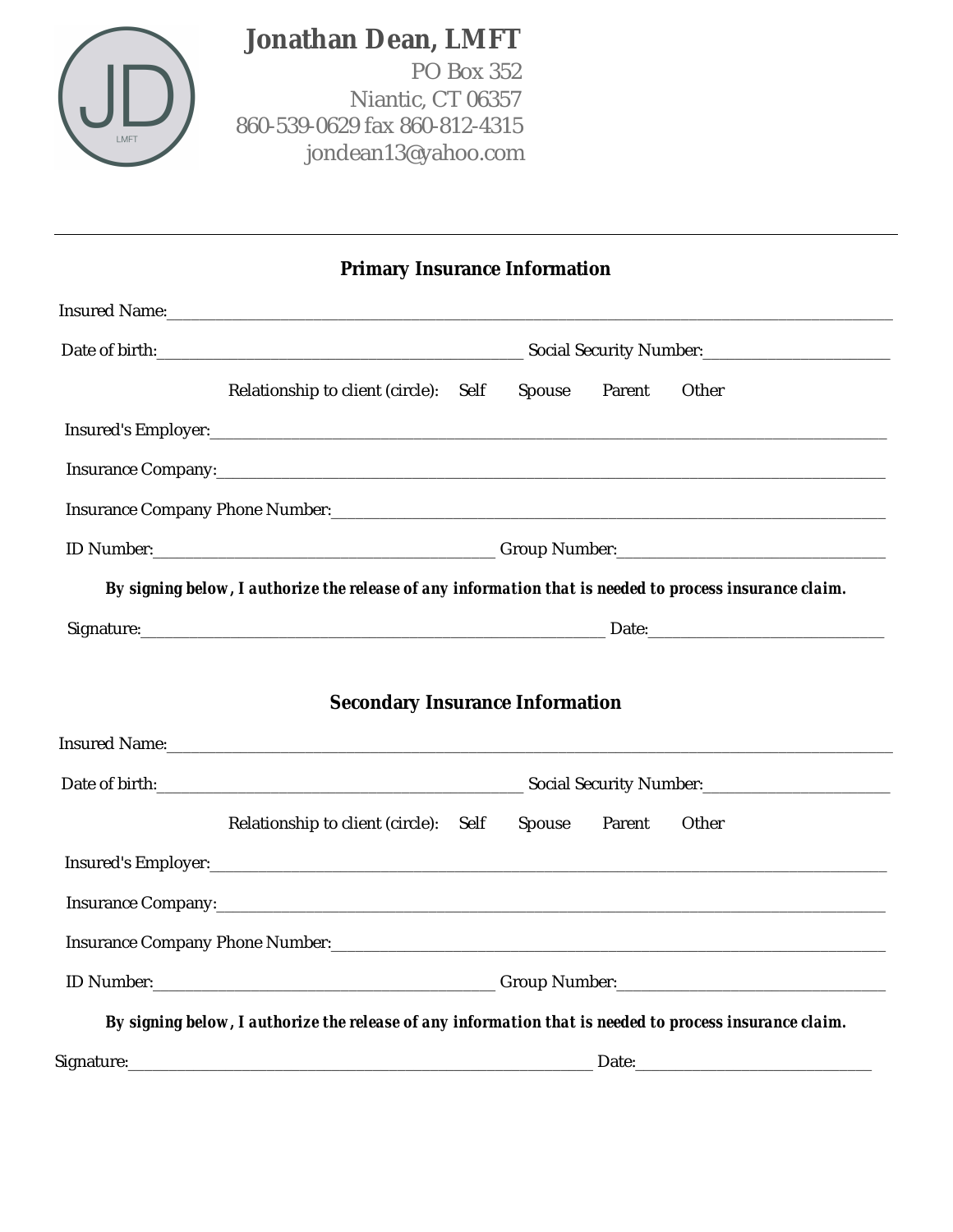JD LMFT

**Jonathan Dean, LMFT**
PO Box 352
Niantic, CT 06357
860-539-0629 fax 860-812-4315
jondean13@yahoo.com

---

## Primary Insurance Information

Insured Name:___________________________________________________________________________

Date of birth:_______________________________________ Social Security Number:____________________

Relationship to client (circle): Self Spouse Parent Other

Insured's Employer:_______________________________________________________________________

Insurance Company:_______________________________________________________________________

Insurance Company Phone Number:___________________________________________________________

ID Number:____________________________________ Group Number:_____________________________

***By signing below, I authorize the release of any information that is needed to process insurance claim.***

Signature:__________________________________________________ Date:_________________________

## Secondary Insurance Information

Insured Name:___________________________________________________________________________

Date of birth:_______________________________________ Social Security Number:____________________

Relationship to client (circle): Self Spouse Parent Other

Insured's Employer:_______________________________________________________________________

Insurance Company:_______________________________________________________________________

Insurance Company Phone Number:___________________________________________________________

ID Number:____________________________________ Group Number:_____________________________

***By signing below, I authorize the release of any information that is needed to process insurance claim.***

Signature:__________________________________________________ Date:_________________________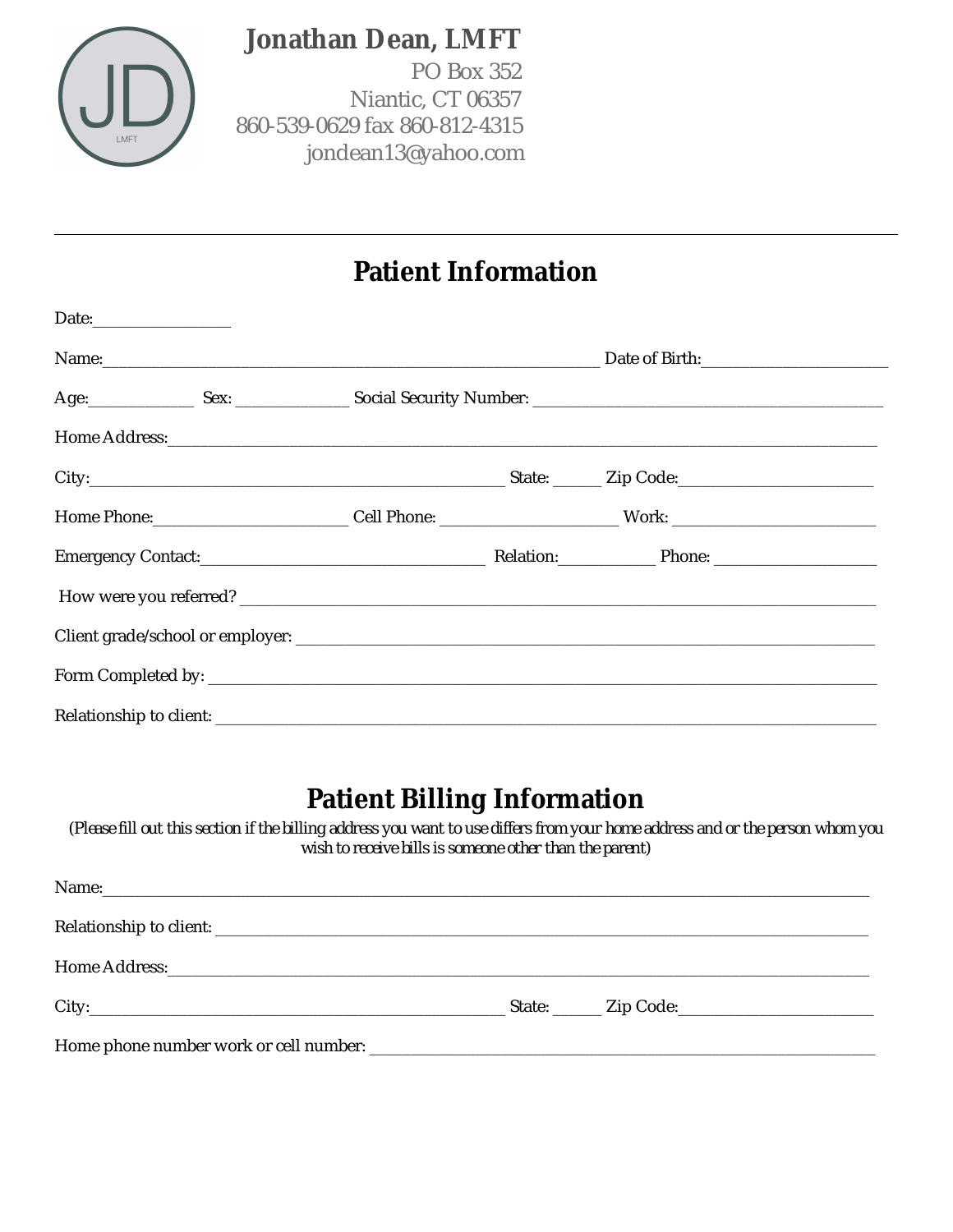**Jonathan Dean, LMFT**

PO Box 352
Niantic, CT 06357
860-539-0629 fax 860-812-4315
jondean13@yahoo.com

---

# Patient Information

Date:________________

Name:____________________________________________________________ Date of Birth:______________________

Age:____________ Sex: _____________ Social Security Number: __________________________________________

Home Address:___________________________________________________________________________________

City:_________________________________________________ State: _____ Zip Code:_______________________

Home Phone:_______________________ Cell Phone: _____________________ Work: ________________________

Emergency Contact:__________________________________ Relation:___________ Phone: ___________________

How were you referred? ____________________________________________________________________________

Client grade/school or employer: _____________________________________________________________________

Form Completed by: _______________________________________________________________________________

Relationship to client: ______________________________________________________________________________

# Patient Billing Information

(Please fill out this section if the billing address you want to use differs from your home address and or the person whom you wish to receive bills is someone other than the parent)

Name:_________________________________________________________________________________________

Relationship to client: _____________________________________________________________________________

Home Address:__________________________________________________________________________________

City:_________________________________________________ State: _____ Zip Code:_______________________

Home phone number work or cell number: _____________________________________________________________